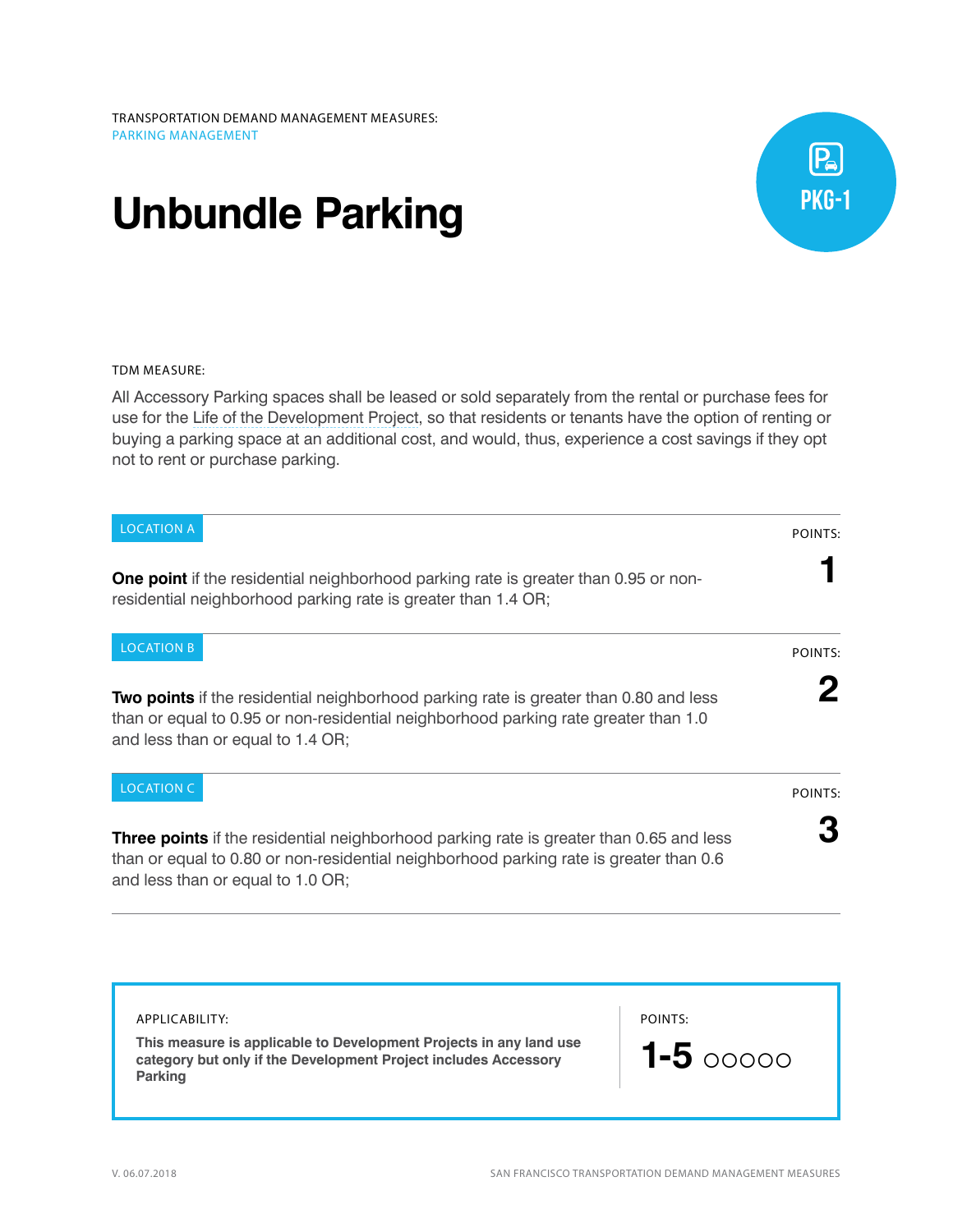TRANSPORTATION DEMAND MANAGEMENT MEASURES:
PARKING MANAGEMENT

# Unbundle Parking

PKG-1

TDM MEASURE:

All Accessory Parking spaces shall be leased or sold separately from the rental or purchase fees for use for the Life of the Development Project, so that residents or tenants have the option of renting or buying a parking space at an additional cost, and would, thus, experience a cost savings if they opt not to rent or purchase parking.

LOCATION A

POINTS: **1**

**One point** if the residential neighborhood parking rate is greater than 0.95 or non-residential neighborhood parking rate is greater than 1.4 OR;

LOCATION B

POINTS: **2**

**Two points** if the residential neighborhood parking rate is greater than 0.80 and less than or equal to 0.95 or non-residential neighborhood parking rate greater than 1.0 and less than or equal to 1.4 OR;

LOCATION C

POINTS: **3**

**Three points** if the residential neighborhood parking rate is greater than 0.65 and less than or equal to 0.80 or non-residential neighborhood parking rate is greater than 0.6 and less than or equal to 1.0 OR;

APPLICABILITY:

**This measure is applicable to Development Projects in any land use category but only if the Development Project includes Accessory Parking**

POINTS:

**1-5** ○○○○○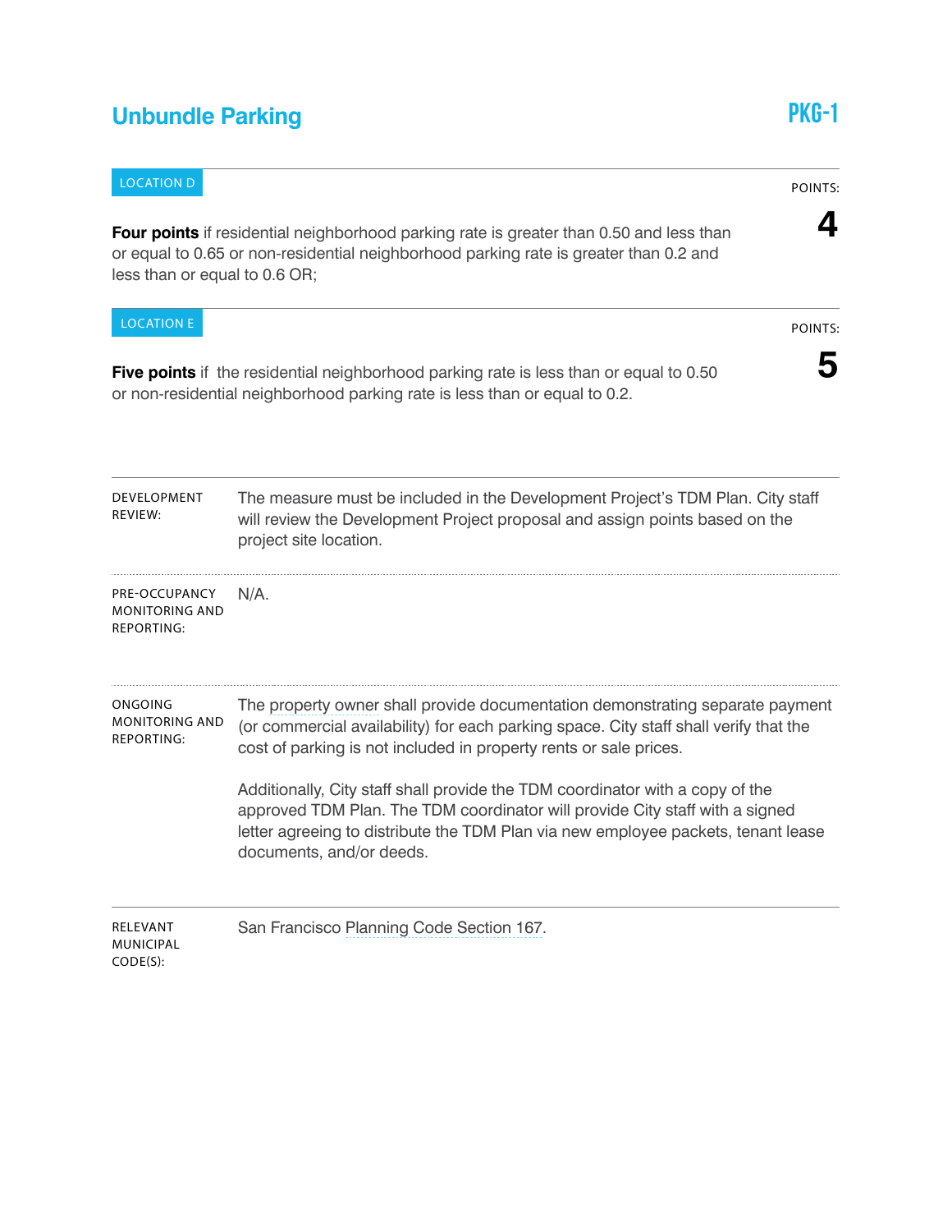## Unbundle Parking

**PKG-1**

LOCATION D

POINTS:

**4**

**Four points** if residential neighborhood parking rate is greater than 0.50 and less than or equal to 0.65 or non-residential neighborhood parking rate is greater than 0.2 and less than or equal to 0.6 OR;

LOCATION E

POINTS:

**5**

**Five points** if the residential neighborhood parking rate is less than or equal to 0.50 or non-residential neighborhood parking rate is less than or equal to 0.2.

| | |
|---|---|
| DEVELOPMENT REVIEW: | The measure must be included in the Development Project's TDM Plan. City staff will review the Development Project proposal and assign points based on the project site location. |
| PRE-OCCUPANCY MONITORING AND REPORTING: | N/A. |
| ONGOING MONITORING AND REPORTING: | The property owner shall provide documentation demonstrating separate payment (or commercial availability) for each parking space. City staff shall verify that the cost of parking is not included in property rents or sale prices.<br><br>Additionally, City staff shall provide the TDM coordinator with a copy of the approved TDM Plan. The TDM coordinator will provide City staff with a signed letter agreeing to distribute the TDM Plan via new employee packets, tenant lease documents, and/or deeds. |
| RELEVANT MUNICIPAL CODE(S): | San Francisco Planning Code Section 167. |